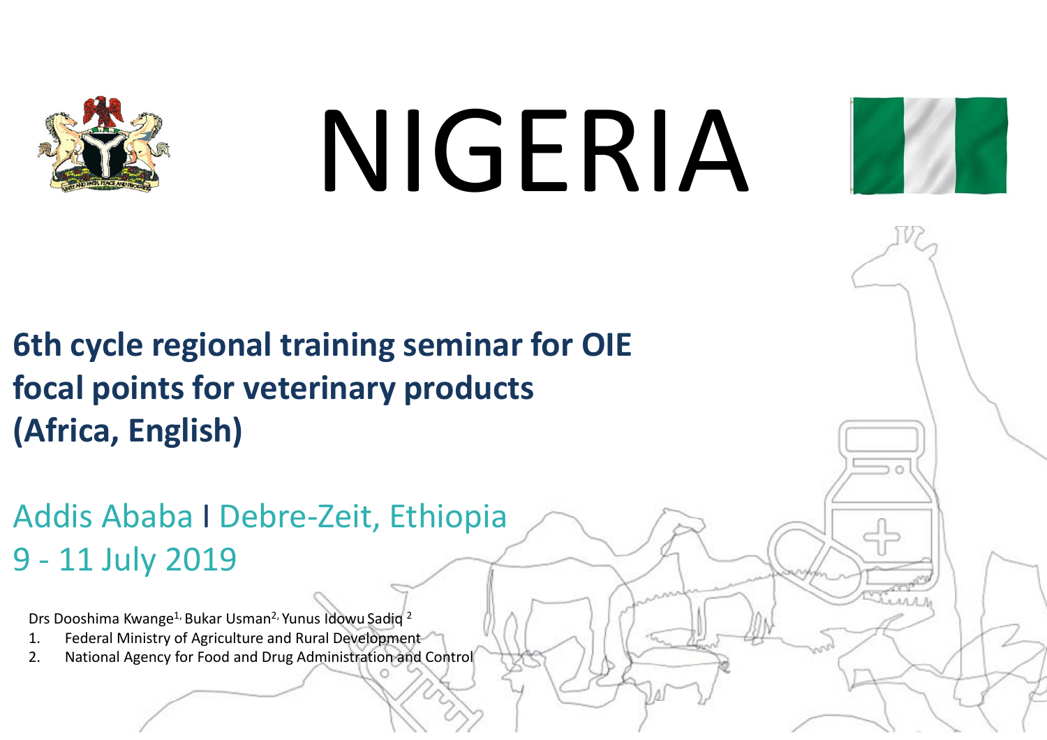# NIGERIA

## 6th cycle regional training seminar for OIE focal points for veterinary products (Africa, English)

Addis Ababa I Debre-Zeit, Ethiopia

9 - 11 July 2019

Drs Dooshima Kwange[1], Bukar Usman[2], Yunus Idowu Sadiq [2]

1. Federal Ministry of Agriculture and Rural Development
2. National Agency for Food and Drug Administration and Control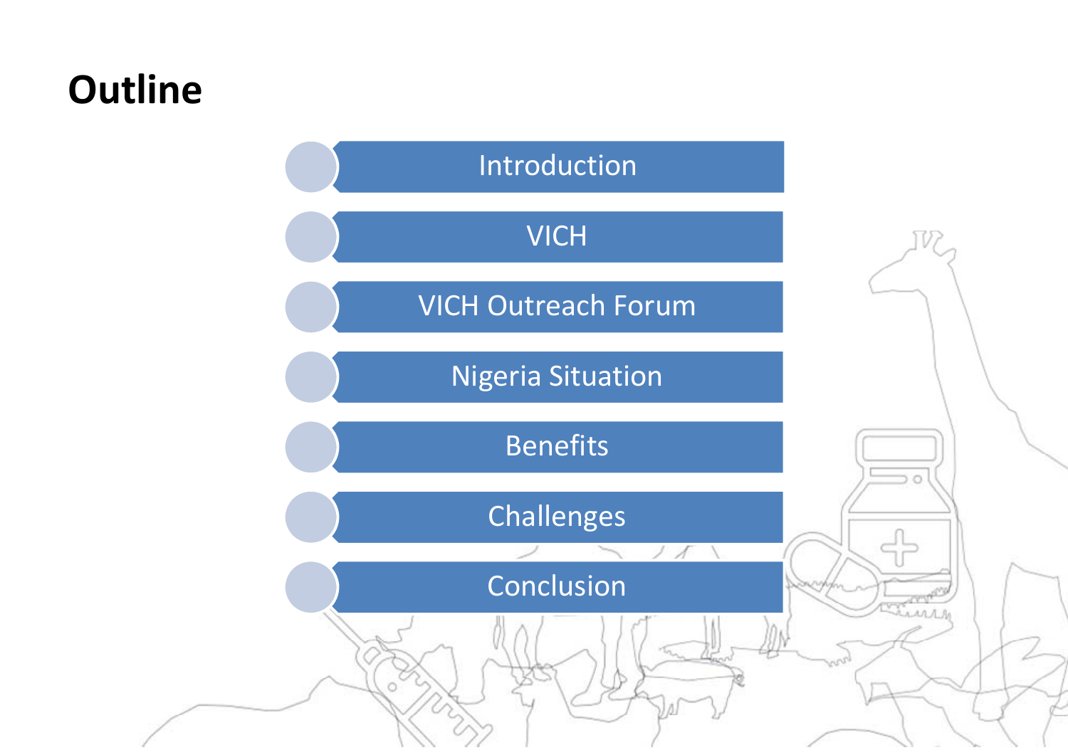# Outline

- Introduction
- VICH
- VICH Outreach Forum
- Nigeria Situation
- Benefits
- Challenges
- Conclusion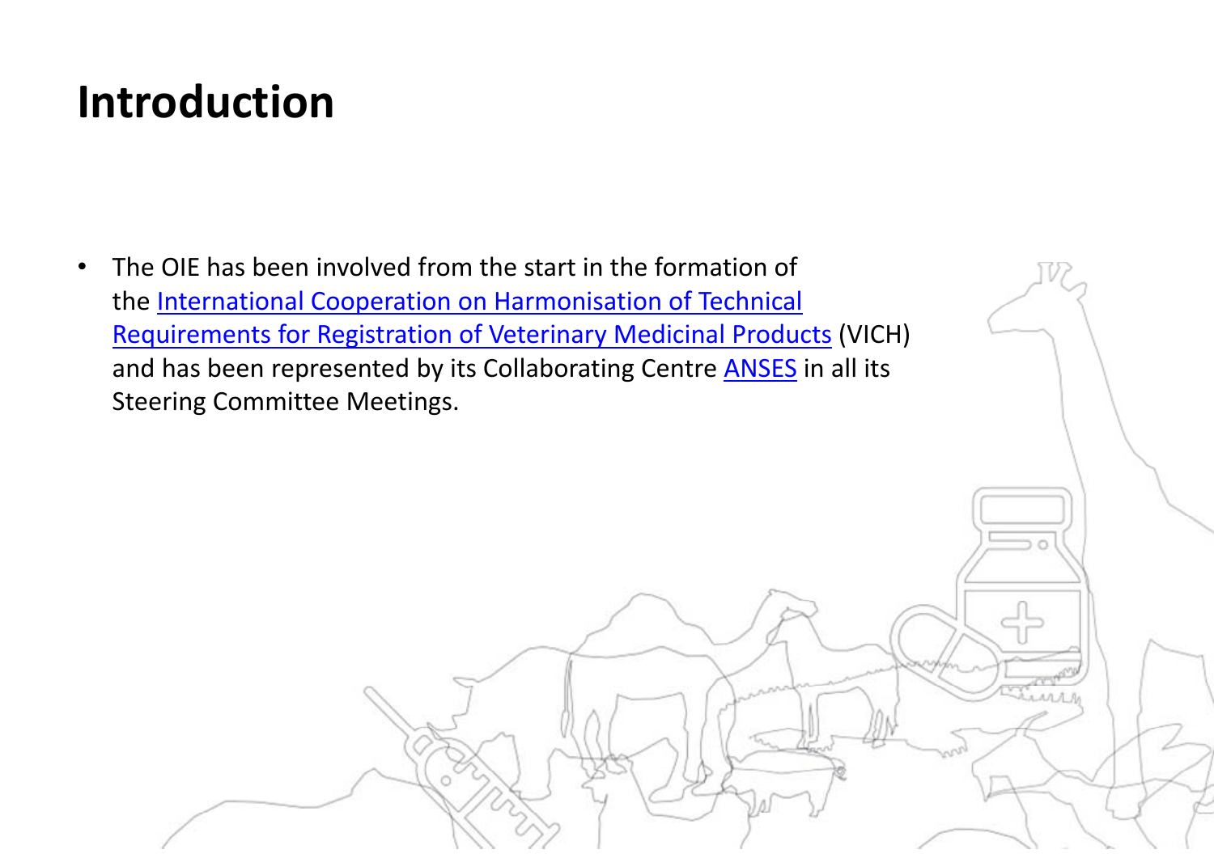# Introduction

- The OIE has been involved from the start in the formation of the International Cooperation on Harmonisation of Technical Requirements for Registration of Veterinary Medicinal Products (VICH) and has been represented by its Collaborating Centre ANSES in all its Steering Committee Meetings.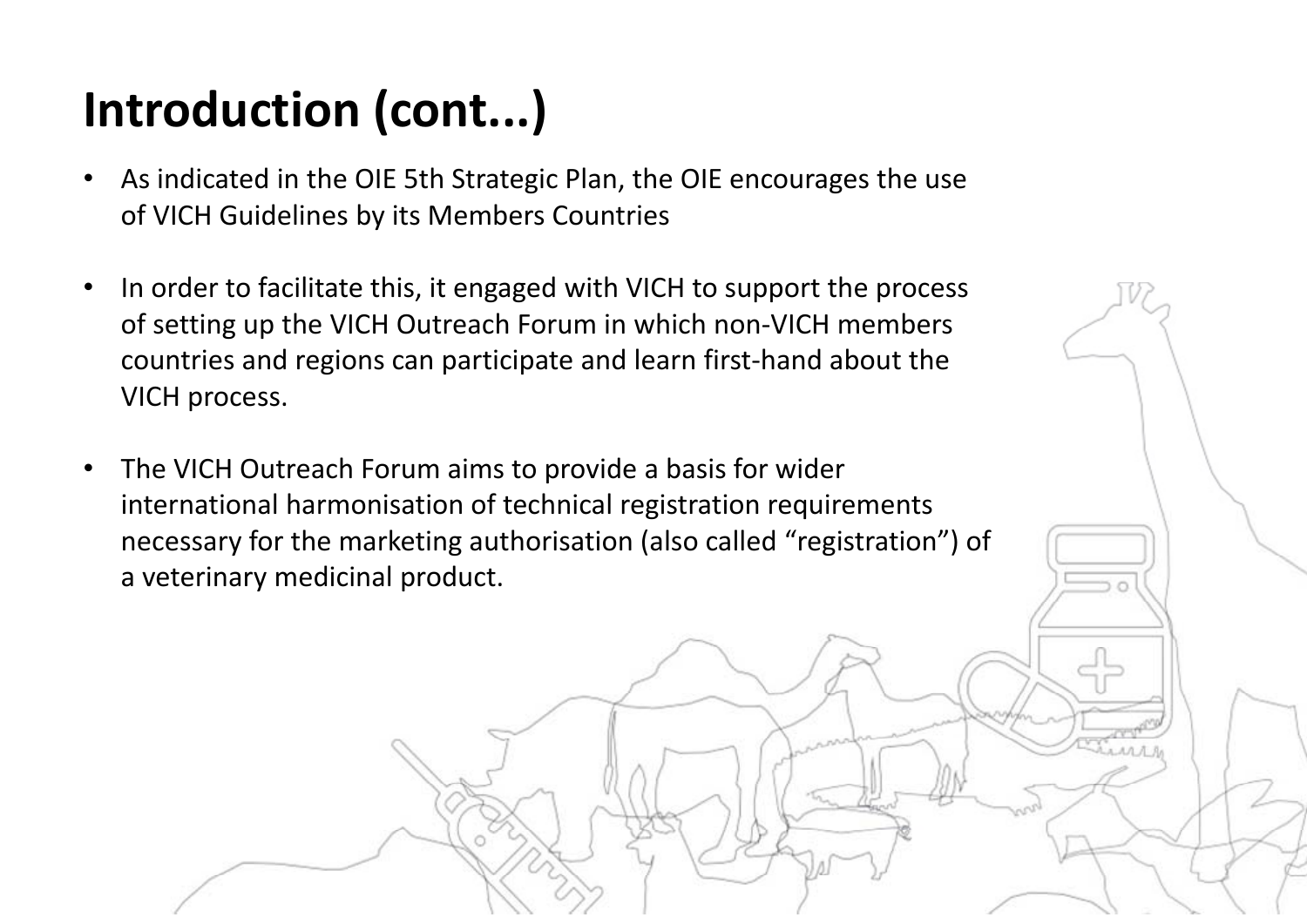# Introduction (cont...)

- As indicated in the OIE 5th Strategic Plan, the OIE encourages the use of VICH Guidelines by its Members Countries

- In order to facilitate this, it engaged with VICH to support the process of setting up the VICH Outreach Forum in which non-VICH members countries and regions can participate and learn first-hand about the VICH process.

- The VICH Outreach Forum aims to provide a basis for wider international harmonisation of technical registration requirements necessary for the marketing authorisation (also called "registration") of a veterinary medicinal product.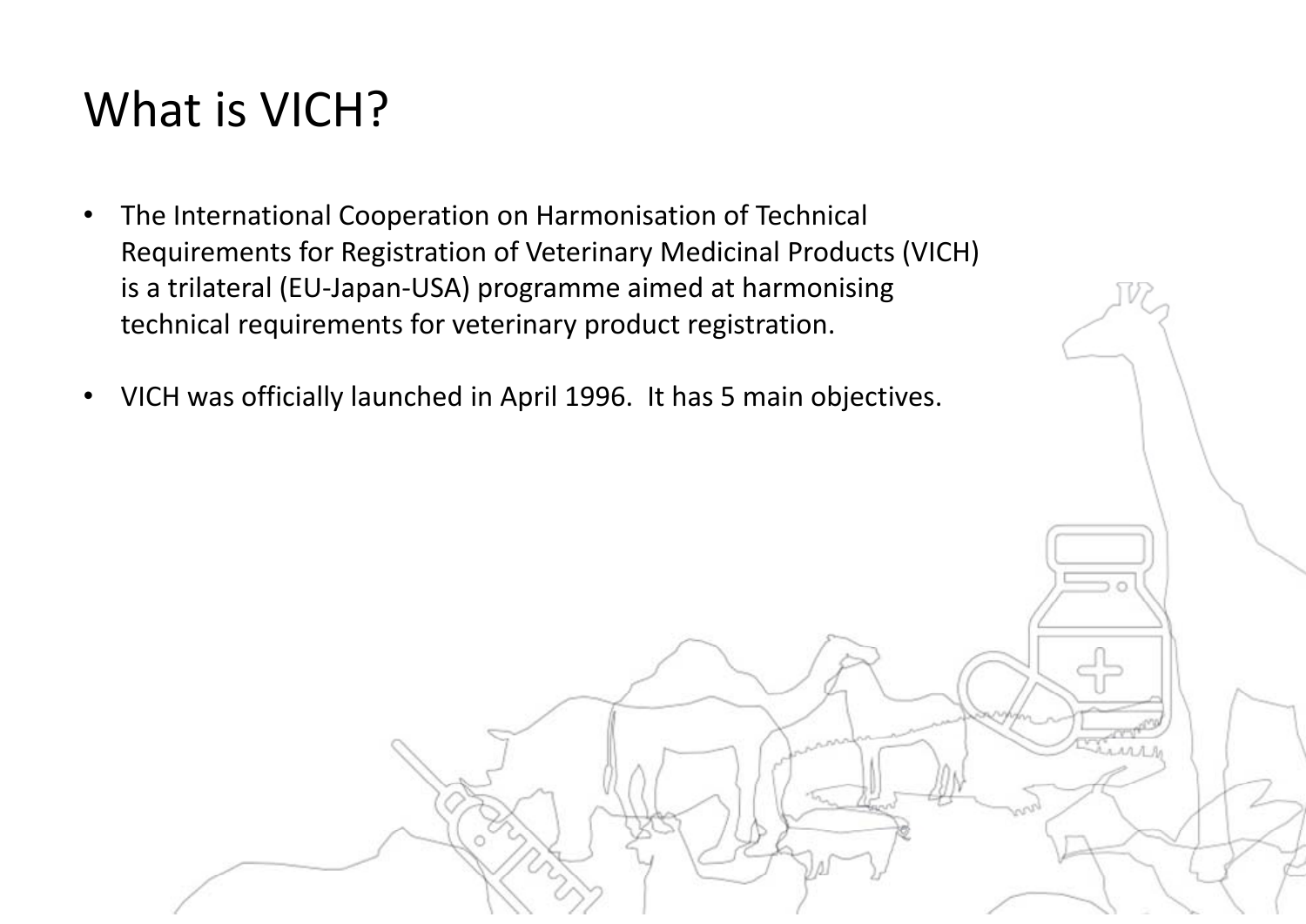# What is VICH?

- The International Cooperation on Harmonisation of Technical Requirements for Registration of Veterinary Medicinal Products (VICH) is a trilateral (EU-Japan-USA) programme aimed at harmonising technical requirements for veterinary product registration.
- VICH was officially launched in April 1996. It has 5 main objectives.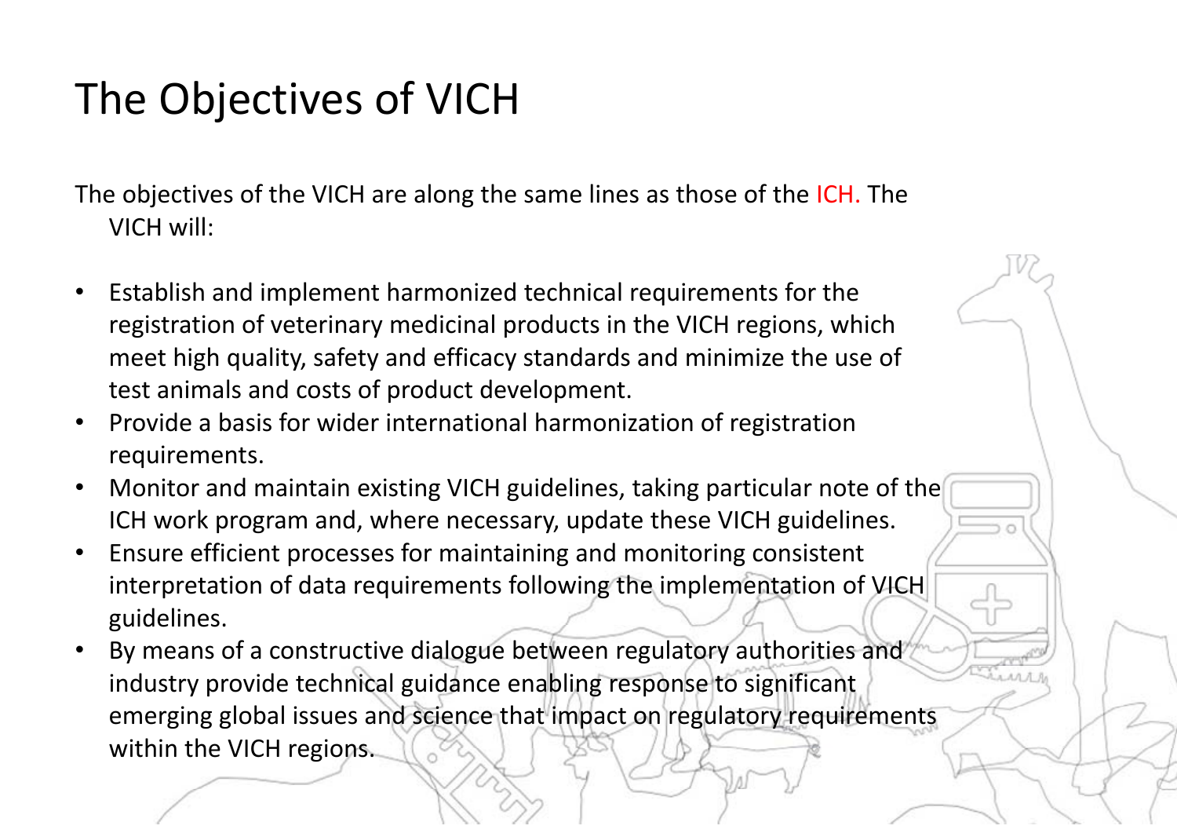# The Objectives of VICH

The objectives of the VICH are along the same lines as those of the ICH. The VICH will:

- Establish and implement harmonized technical requirements for the registration of veterinary medicinal products in the VICH regions, which meet high quality, safety and efficacy standards and minimize the use of test animals and costs of product development.
- Provide a basis for wider international harmonization of registration requirements.
- Monitor and maintain existing VICH guidelines, taking particular note of the ICH work program and, where necessary, update these VICH guidelines.
- Ensure efficient processes for maintaining and monitoring consistent interpretation of data requirements following the implementation of VICH guidelines.
- By means of a constructive dialogue between regulatory authorities and industry provide technical guidance enabling response to significant emerging global issues and science that impact on regulatory requirements within the VICH regions.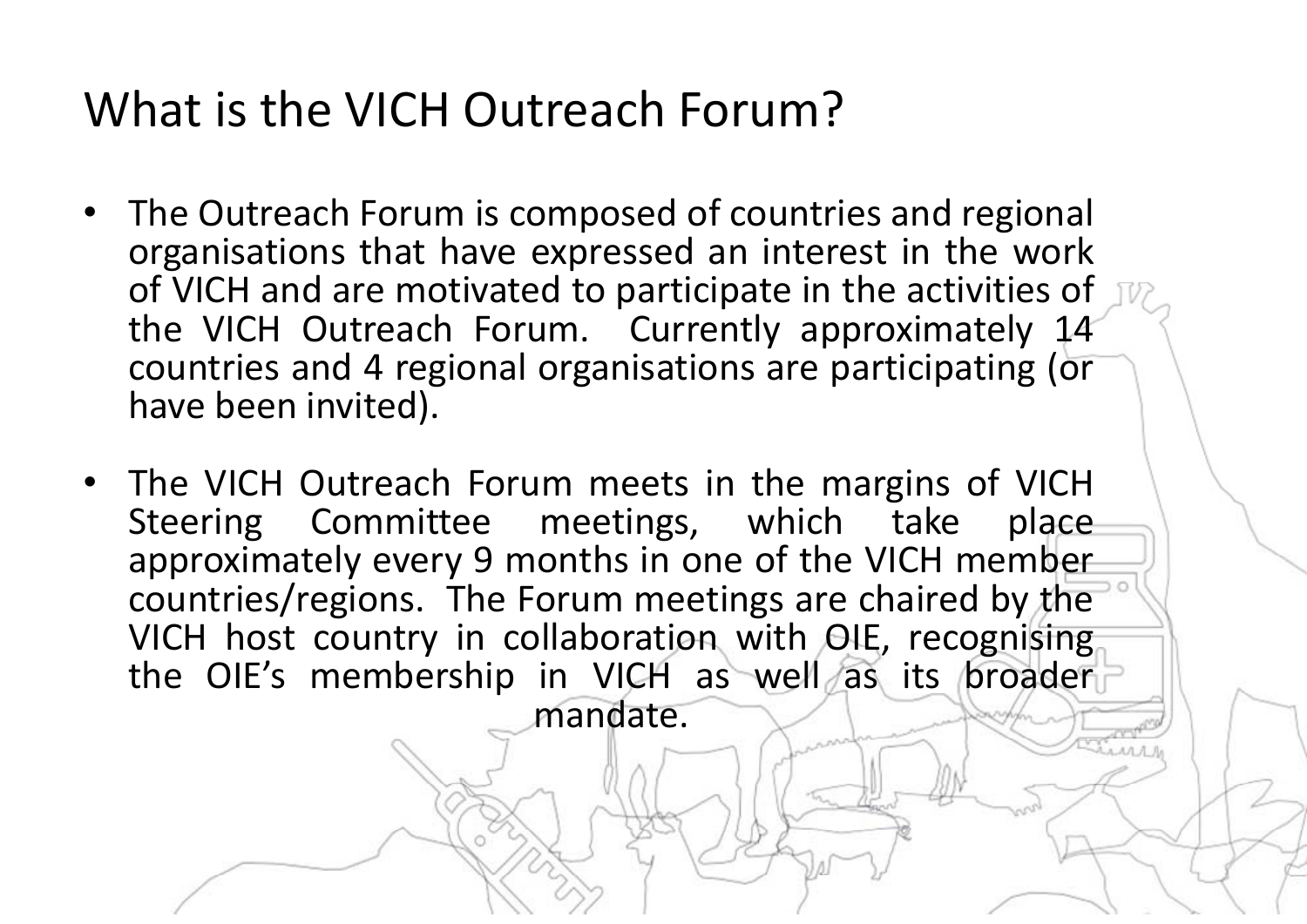# What is the VICH Outreach Forum?

- The Outreach Forum is composed of countries and regional organisations that have expressed an interest in the work of VICH and are motivated to participate in the activities of the VICH Outreach Forum. Currently approximately 14 countries and 4 regional organisations are participating (or have been invited).
- The VICH Outreach Forum meets in the margins of VICH Steering Committee meetings, which take place approximately every 9 months in one of the VICH member countries/regions. The Forum meetings are chaired by the VICH host country in collaboration with OIE, recognising the OIE's membership in VICH as well as its broader mandate.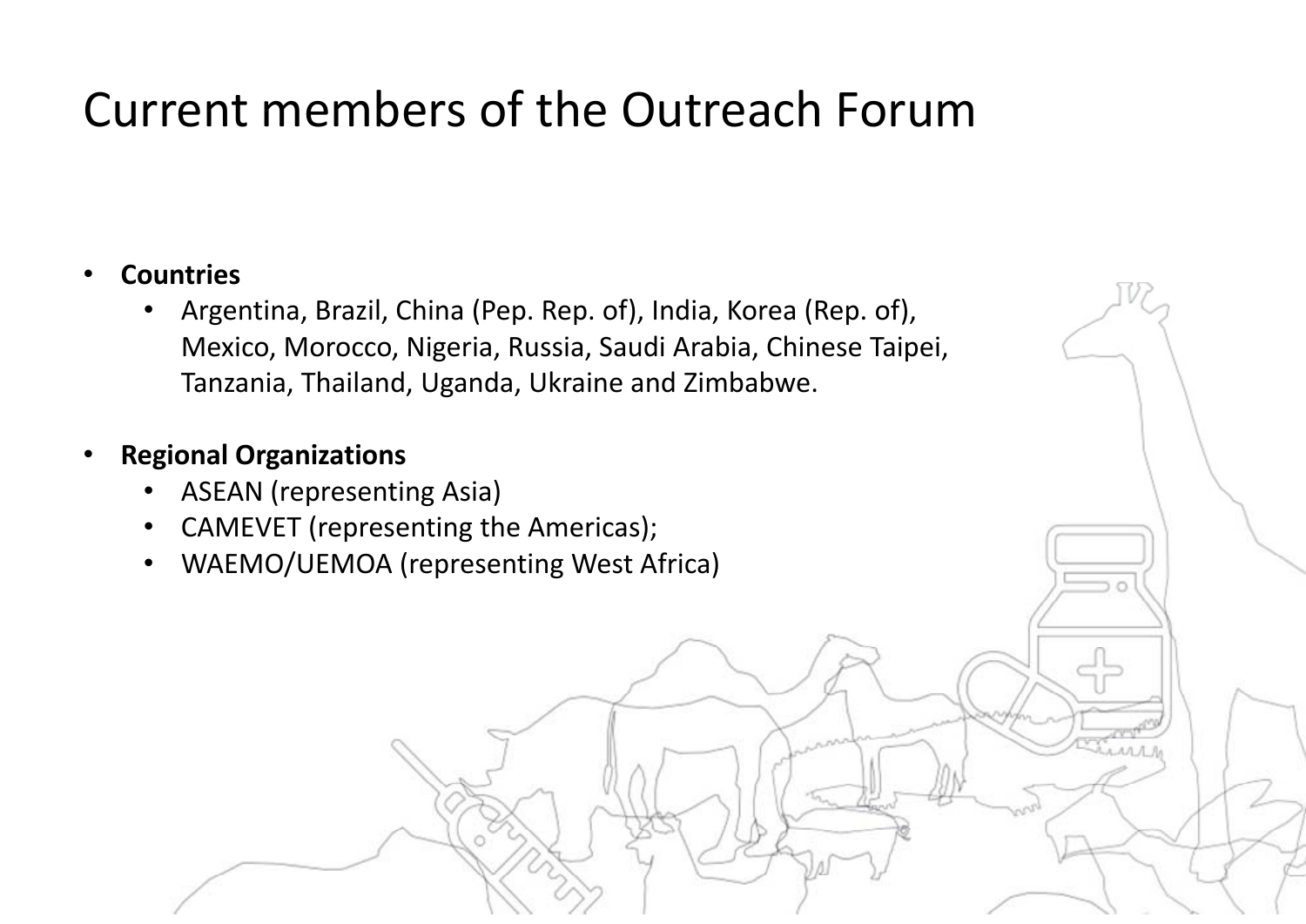# Current members of the Outreach Forum

- **Countries**
  - Argentina, Brazil, China (Pep. Rep. of), India, Korea (Rep. of), Mexico, Morocco, Nigeria, Russia, Saudi Arabia, Chinese Taipei, Tanzania, Thailand, Uganda, Ukraine and Zimbabwe.
- **Regional Organizations**
  - ASEAN (representing Asia)
  - CAMEVET (representing the Americas);
  - WAEMO/UEMOA (representing West Africa)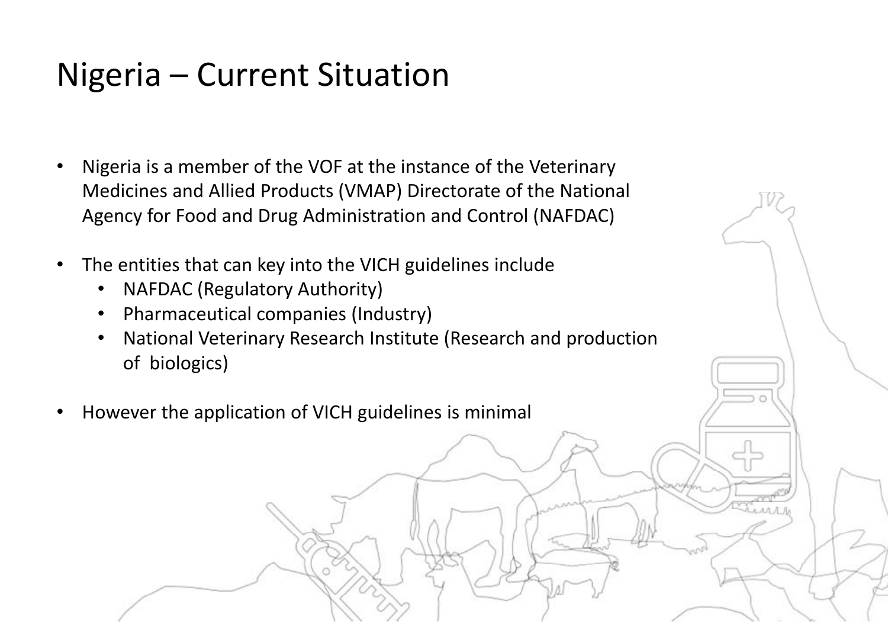# Nigeria – Current Situation

- Nigeria is a member of the VOF at the instance of the Veterinary Medicines and Allied Products (VMAP) Directorate of the National Agency for Food and Drug Administration and Control (NAFDAC)
- The entities that can key into the VICH guidelines include
  - NAFDAC (Regulatory Authority)
  - Pharmaceutical companies (Industry)
  - National Veterinary Research Institute (Research and production of biologics)
- However the application of VICH guidelines is minimal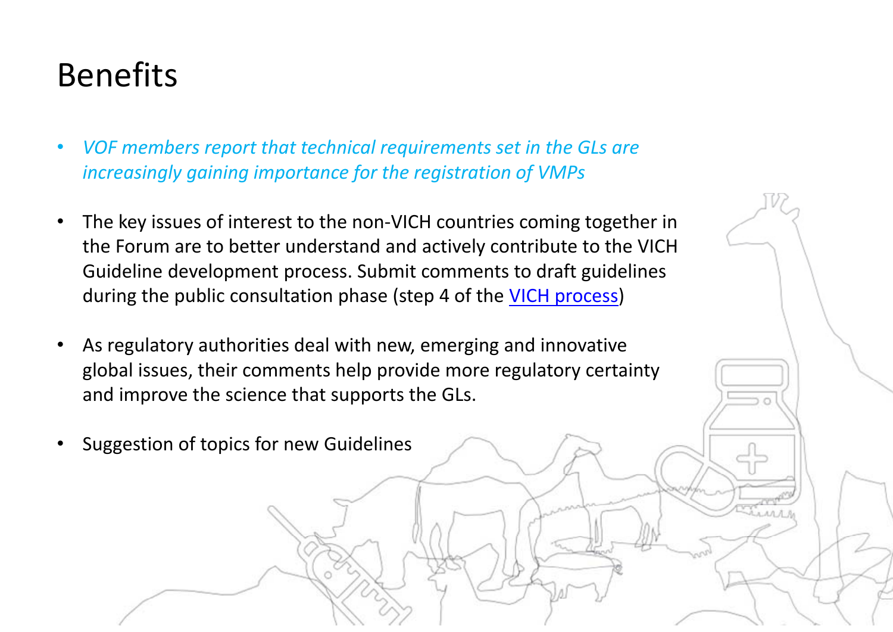# Benefits

- *VOF members report that technical requirements set in the GLs are increasingly gaining importance for the registration of VMPs*

- The key issues of interest to the non-VICH countries coming together in the Forum are to better understand and actively contribute to the VICH Guideline development process. Submit comments to draft guidelines during the public consultation phase (step 4 of the VICH process)

- As regulatory authorities deal with new, emerging and innovative global issues, their comments help provide more regulatory certainty and improve the science that supports the GLs.

- Suggestion of topics for new Guidelines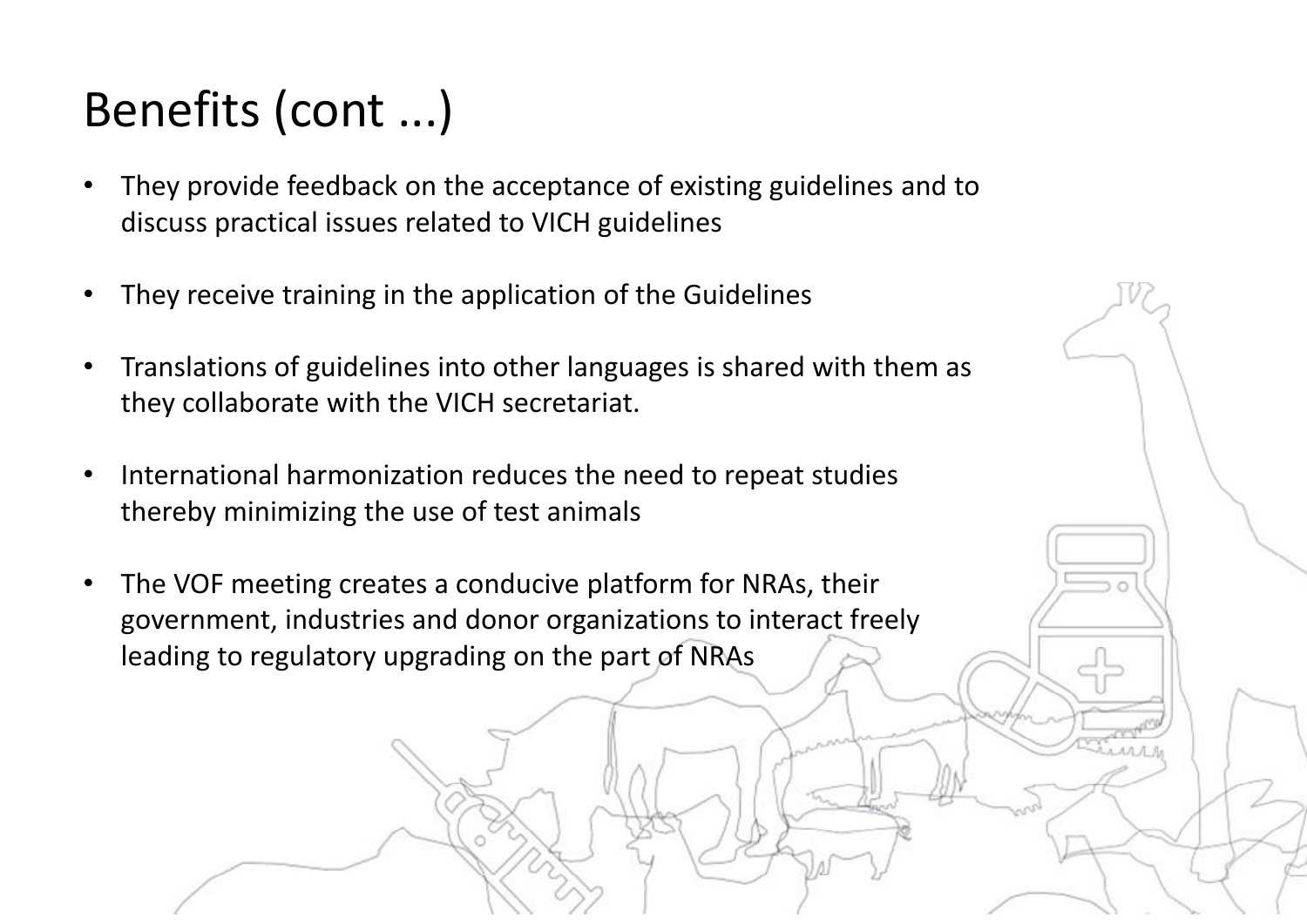# Benefits (cont ...)

- They provide feedback on the acceptance of existing guidelines and to discuss practical issues related to VICH guidelines
- They receive training in the application of the Guidelines
- Translations of guidelines into other languages is shared with them as they collaborate with the VICH secretariat.
- International harmonization reduces the need to repeat studies thereby minimizing the use of test animals
- The VOF meeting creates a conducive platform for NRAs, their government, industries and donor organizations to interact freely leading to regulatory upgrading on the part of NRAs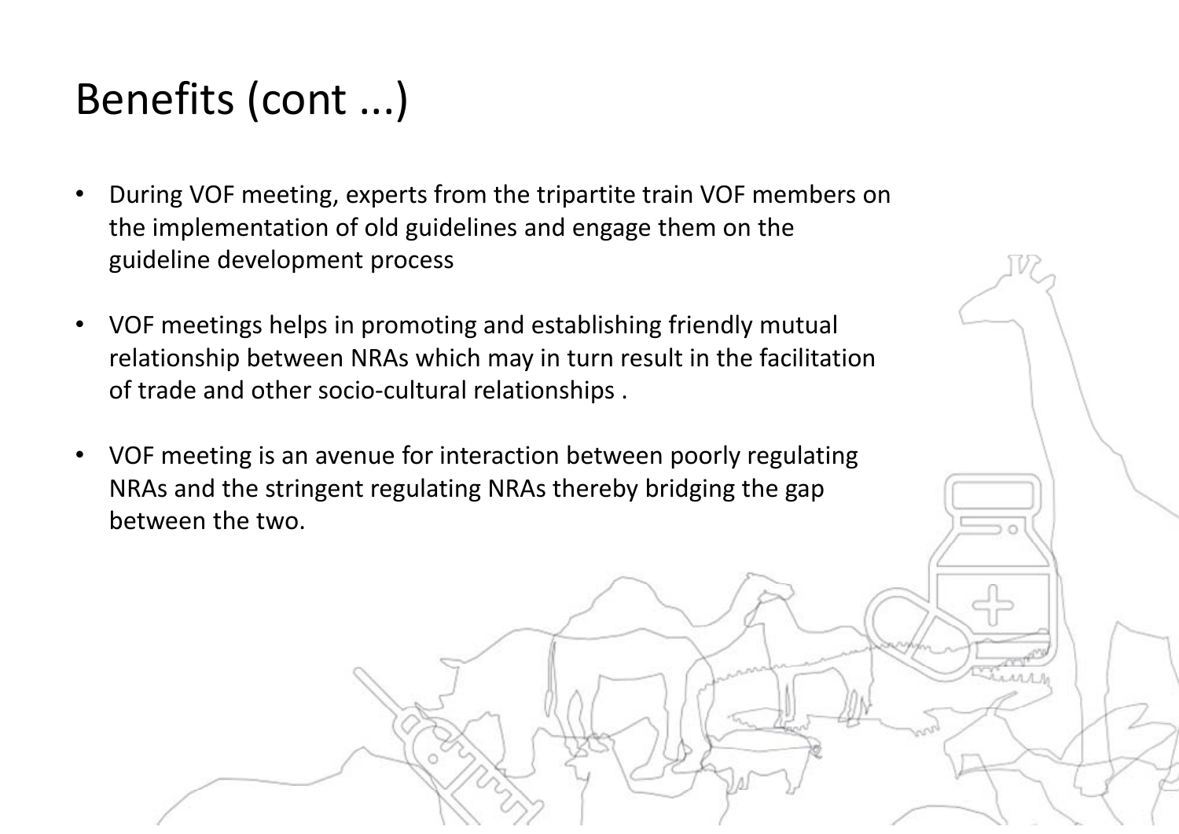# Benefits (cont ...)

- During VOF meeting, experts from the tripartite train VOF members on the implementation of old guidelines and engage them on the guideline development process

- VOF meetings helps in promoting and establishing friendly mutual relationship between NRAs which may in turn result in the facilitation of trade and other socio-cultural relationships .

- VOF meeting is an avenue for interaction between poorly regulating NRAs and the stringent regulating NRAs thereby bridging the gap between the two.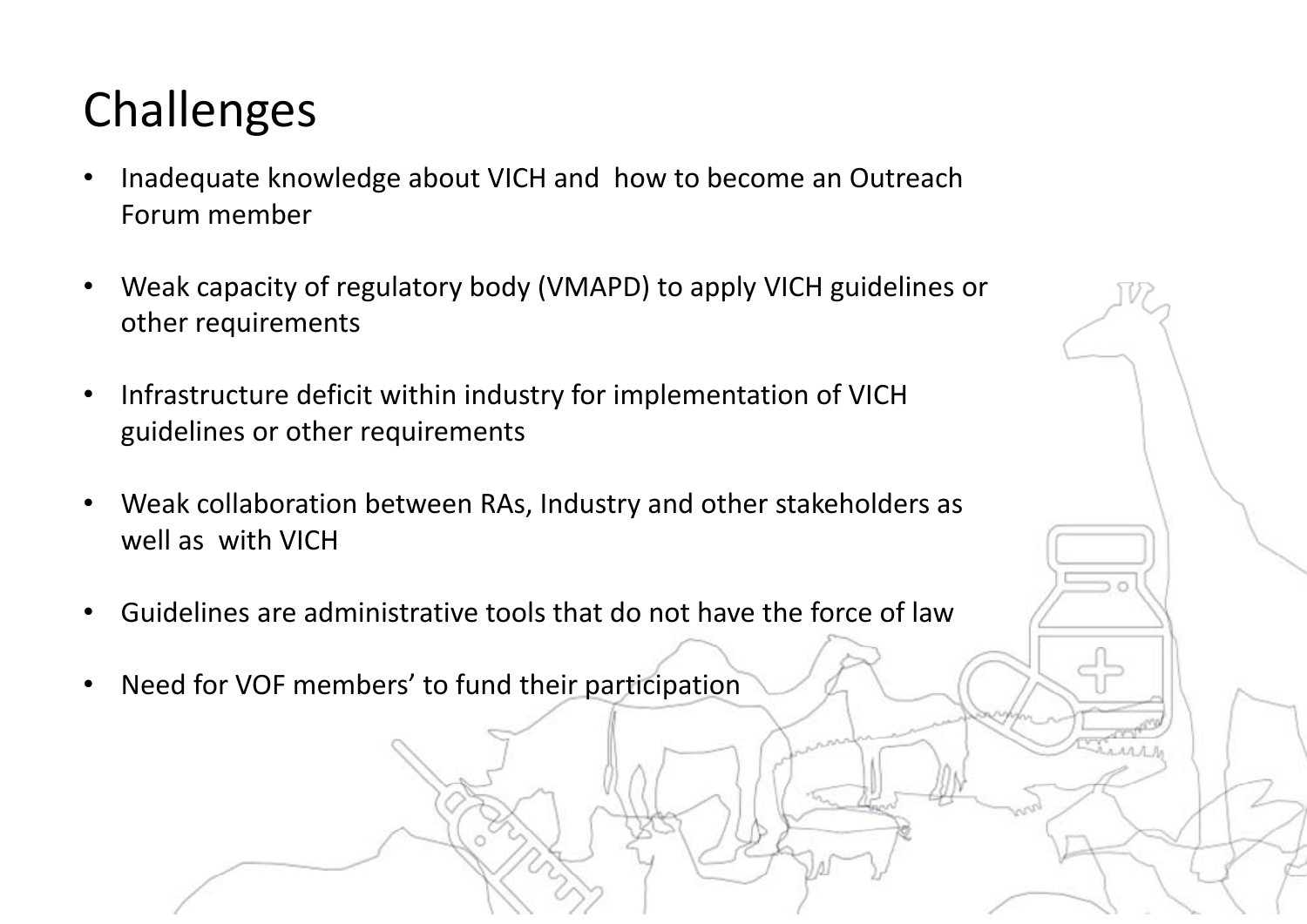# Challenges

- Inadequate knowledge about VICH and how to become an Outreach Forum member
- Weak capacity of regulatory body (VMAPD) to apply VICH guidelines or other requirements
- Infrastructure deficit within industry for implementation of VICH guidelines or other requirements
- Weak collaboration between RAs, Industry and other stakeholders as well as with VICH
- Guidelines are administrative tools that do not have the force of law
- Need for VOF members' to fund their participation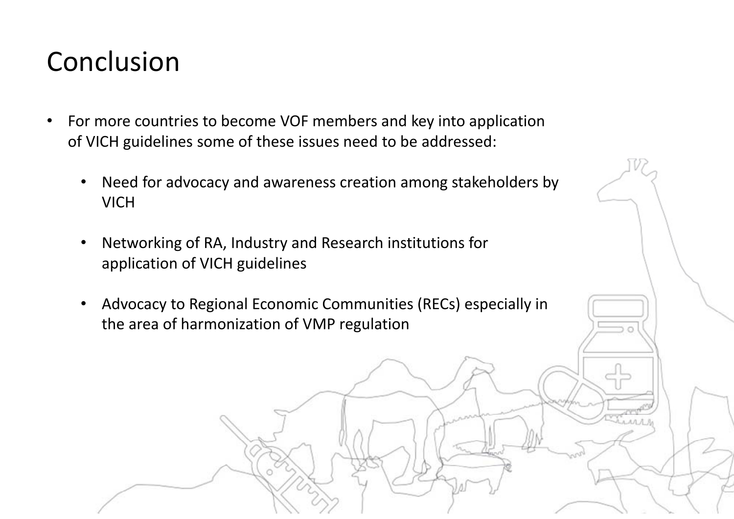# Conclusion

- For more countries to become VOF members and key into application of VICH guidelines some of these issues need to be addressed:
  - Need for advocacy and awareness creation among stakeholders by VICH
  - Networking of RA, Industry and Research institutions for application of VICH guidelines
  - Advocacy to Regional Economic Communities (RECs) especially in the area of harmonization of VMP regulation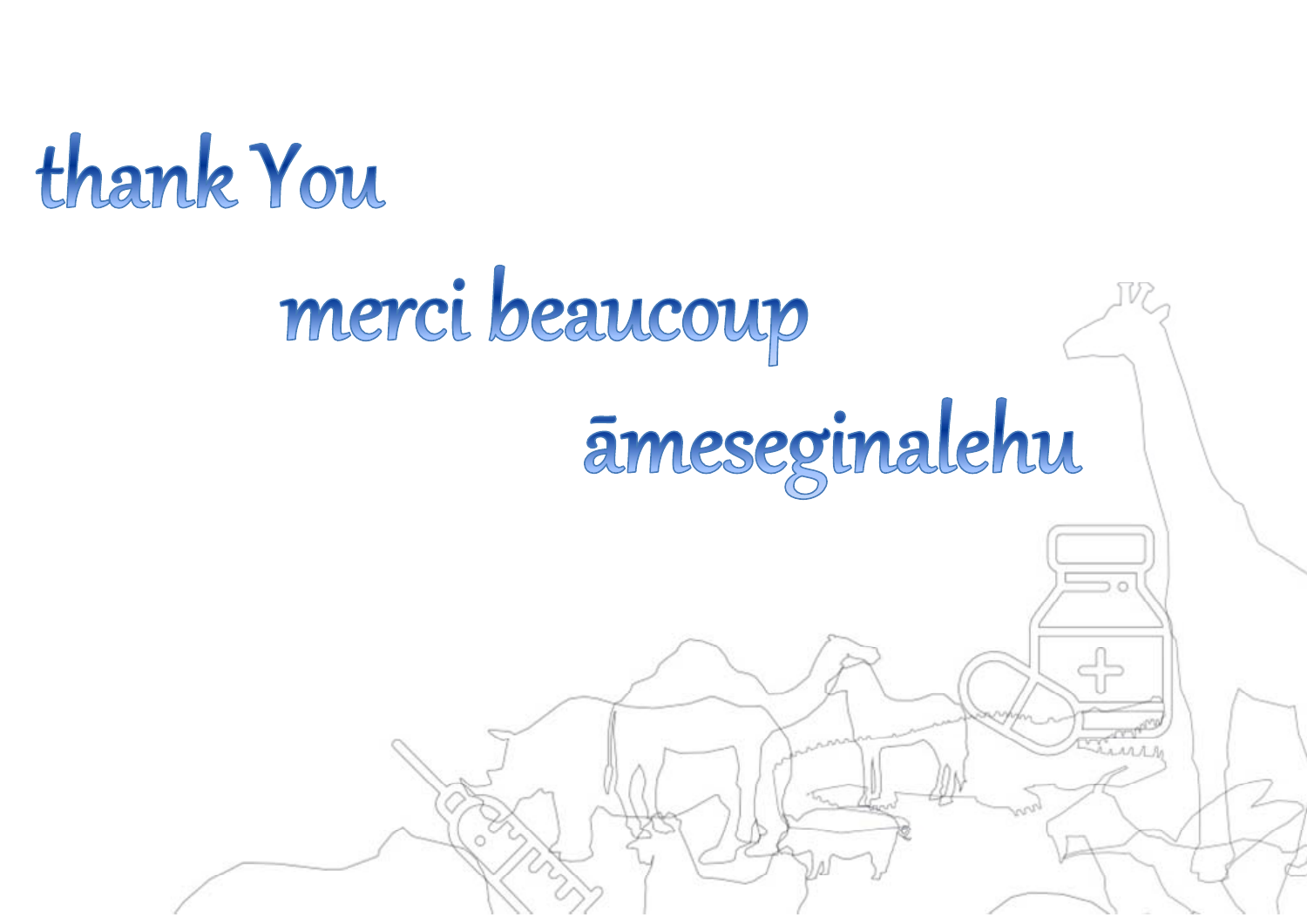thank You

merci beaucoup

āmeseginalehu